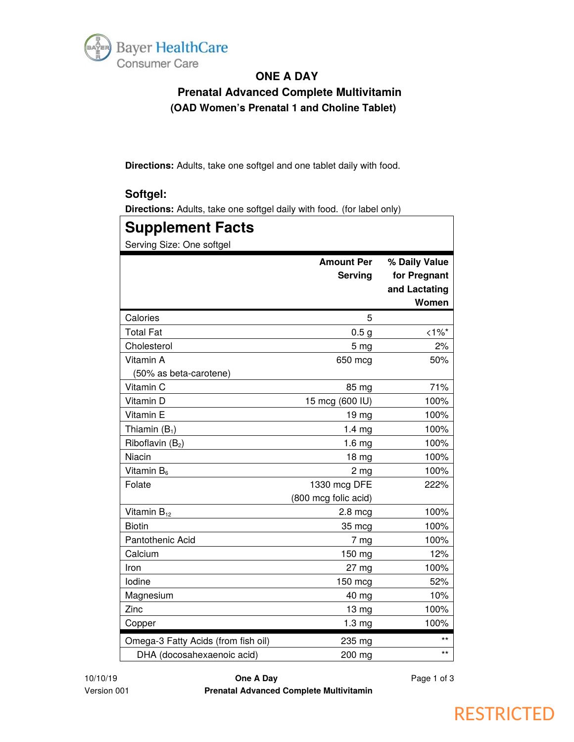Bayer HealthCare
Consumer Care

# ONE A DAY

## Prenatal Advanced Complete Multivitamin

### (OAD Women's Prenatal 1 and Choline Tablet)

**Directions:** Adults, take one softgel and one tablet daily with food.

### Softgel:

**Directions:** Adults, take one softgel daily with food. (for label only)

## Supplement Facts

Serving Size: One softgel

| | Amount Per Serving | % Daily Value for Pregnant and Lactating Women |
|---|---|---|
| Calories | 5 | |
| Total Fat | 0.5 g | <1%* |
| Cholesterol | 5 mg | 2% |
| Vitamin A (50% as beta-carotene) | 650 mcg | 50% |
| Vitamin C | 85 mg | 71% |
| Vitamin D | 15 mcg (600 IU) | 100% |
| Vitamin E | 19 mg | 100% |
| Thiamin ($B_1$) | 1.4 mg | 100% |
| Riboflavin ($B_2$) | 1.6 mg | 100% |
| Niacin | 18 mg | 100% |
| Vitamin $B_6$ | 2 mg | 100% |
| Folate | 1330 mcg DFE (800 mcg folic acid) | 222% |
| Vitamin $B_{12}$ | 2.8 mcg | 100% |
| Biotin | 35 mcg | 100% |
| Pantothenic Acid | 7 mg | 100% |
| Calcium | 150 mg | 12% |
| Iron | 27 mg | 100% |
| Iodine | 150 mcg | 52% |
| Magnesium | 40 mg | 10% |
| Zinc | 13 mg | 100% |
| Copper | 1.3 mg | 100% |
| Omega-3 Fatty Acids (from fish oil) | 235 mg | ** |
| DHA (docosahexaenoic acid) | 200 mg | ** |

10/10/19
Version 001

RESTRICTED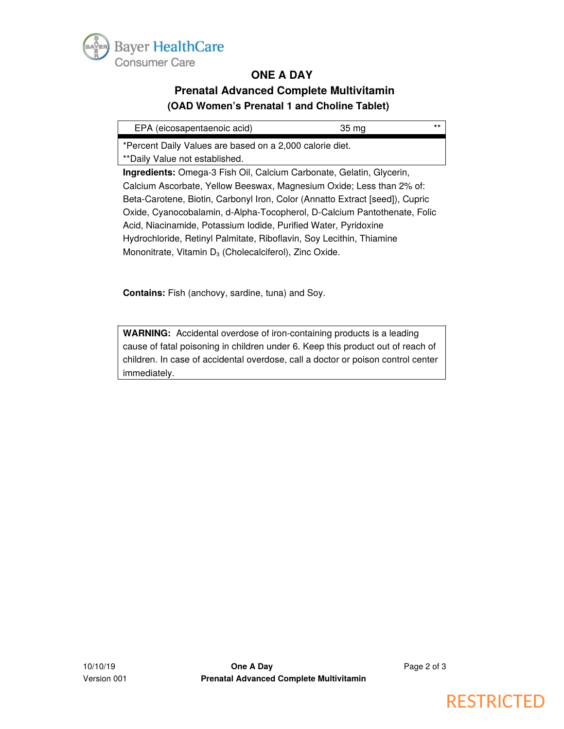Bayer HealthCare
Consumer Care

# ONE A DAY

## Prenatal Advanced Complete Multivitamin

### (OAD Women's Prenatal 1 and Choline Tablet)

| | | |
|---|---|---|
| EPA (eicosapentaenoic acid) | 35 mg | ** |

*Percent Daily Values are based on a 2,000 calorie diet.
**Daily Value not established.

**Ingredients:** Omega-3 Fish Oil, Calcium Carbonate, Gelatin, Glycerin, Calcium Ascorbate, Yellow Beeswax, Magnesium Oxide; Less than 2% of: Beta-Carotene, Biotin, Carbonyl Iron, Color (Annatto Extract [seed]), Cupric Oxide, Cyanocobalamin, d-Alpha-Tocopherol, D-Calcium Pantothenate, Folic Acid, Niacinamide, Potassium Iodide, Purified Water, Pyridoxine Hydrochloride, Retinyl Palmitate, Riboflavin, Soy Lecithin, Thiamine Mononitrate, Vitamin $D_3$ (Cholecalciferol), Zinc Oxide.

**Contains:** Fish (anchovy, sardine, tuna) and Soy.

**WARNING:** Accidental overdose of iron-containing products is a leading cause of fatal poisoning in children under 6. Keep this product out of reach of children. In case of accidental overdose, call a doctor or poison control center immediately.

10/10/19
Version 001

RESTRICTED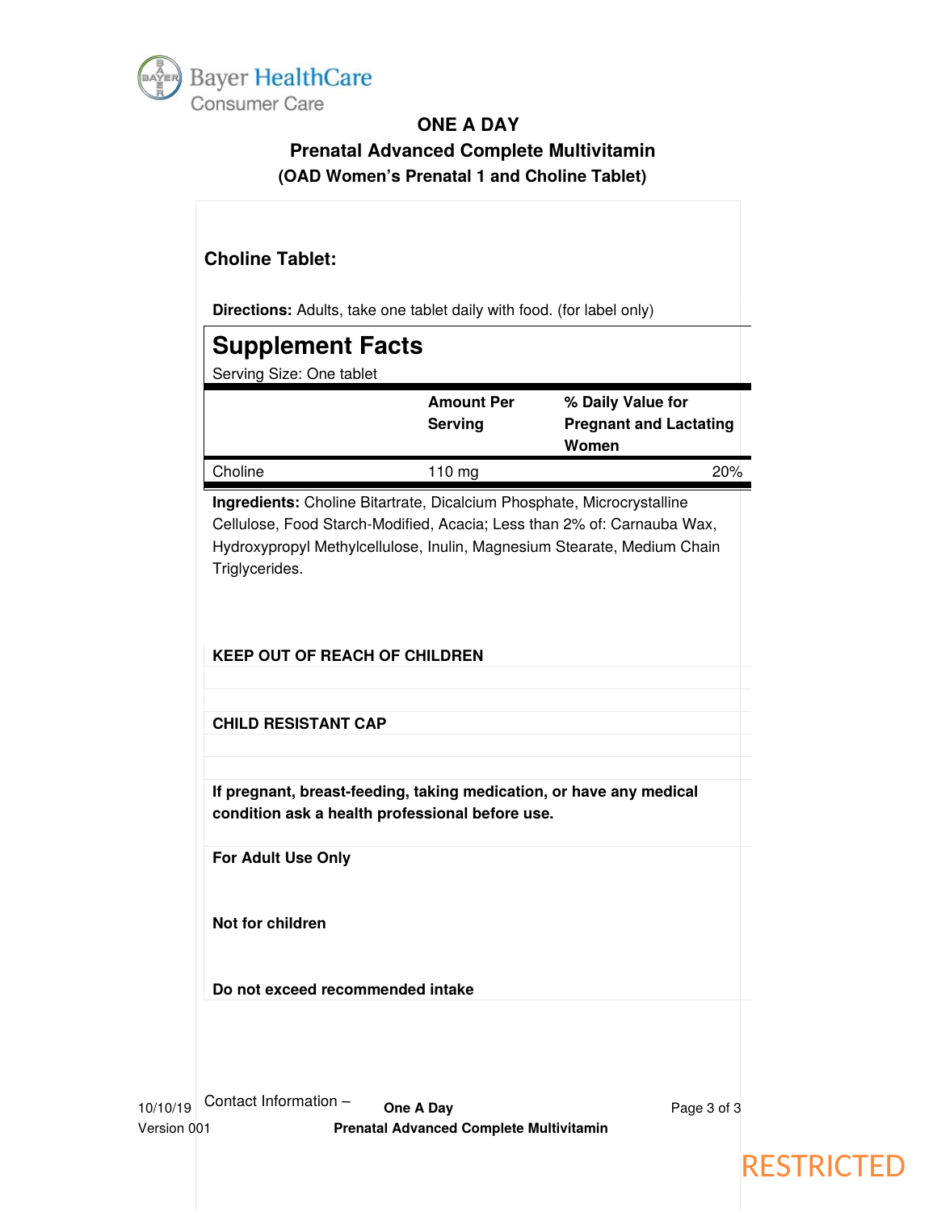# ONE A DAY

## Prenatal Advanced Complete Multivitamin

### (OAD Women's Prenatal 1 and Choline Tablet)

**Choline Tablet:**

**Directions:** Adults, take one tablet daily with food. (for label only)

## Supplement Facts

Serving Size: One tablet

| | Amount Per Serving | % Daily Value for Pregnant and Lactating Women |
|---|---|---|
| Choline | 110 mg | 20% |

**Ingredients:** Choline Bitartrate, Dicalcium Phosphate, Microcrystalline Cellulose, Food Starch-Modified, Acacia; Less than 2% of: Carnauba Wax, Hydroxypropyl Methylcellulose, Inulin, Magnesium Stearate, Medium Chain Triglycerides.

**KEEP OUT OF REACH OF CHILDREN**

**CHILD RESISTANT CAP**

**If pregnant, breast-feeding, taking medication, or have any medical condition ask a health professional before use.**

**For Adult Use Only**

**Not for children**

**Do not exceed recommended intake**

Contact Information –

RESTRICTED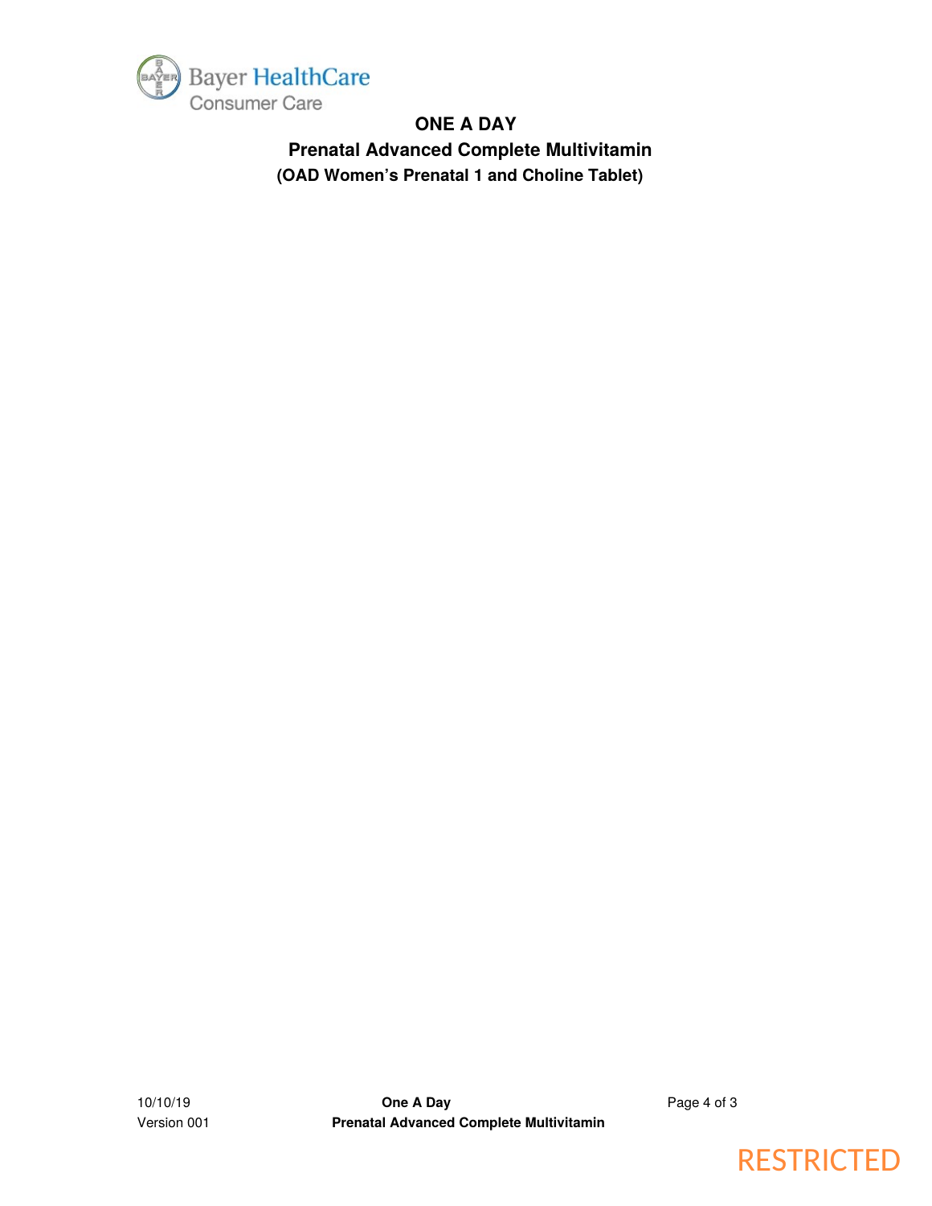Bayer HealthCare
Consumer Care

**ONE A DAY**

**Prenatal Advanced Complete Multivitamin**

**(OAD Women's Prenatal 1 and Choline Tablet)**

RESTRICTED